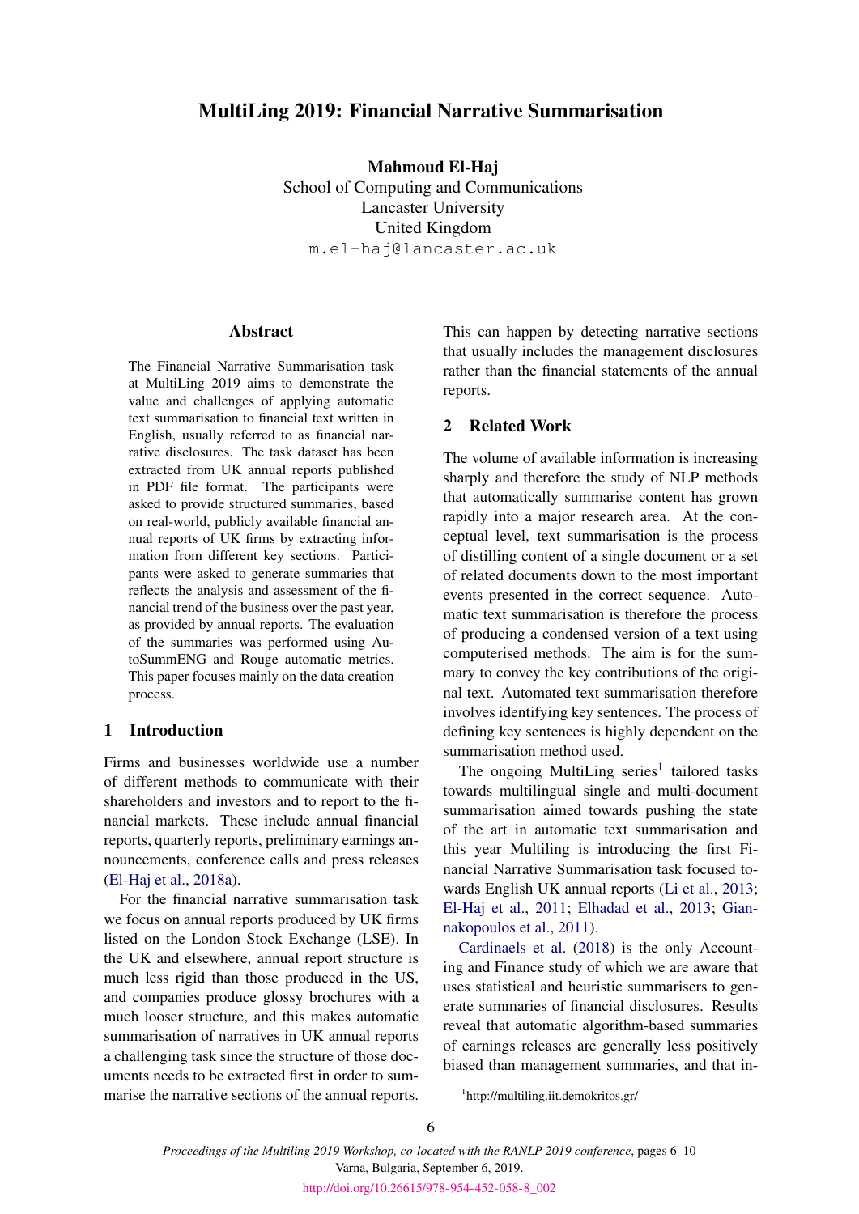# MultiLing 2019: Financial Narrative Summarisation

**Mahmoud El-Haj**
School of Computing and Communications
Lancaster University
United Kingdom
m.el-haj@lancaster.ac.uk

## Abstract

The Financial Narrative Summarisation task at MultiLing 2019 aims to demonstrate the value and challenges of applying automatic text summarisation to financial text written in English, usually referred to as financial narrative disclosures. The task dataset has been extracted from UK annual reports published in PDF file format. The participants were asked to provide structured summaries, based on real-world, publicly available financial annual reports of UK firms by extracting information from different key sections. Participants were asked to generate summaries that reflects the analysis and assessment of the financial trend of the business over the past year, as provided by annual reports. The evaluation of the summaries was performed using AutoSummENG and Rouge automatic metrics. This paper focuses mainly on the data creation process.

## 1 Introduction

Firms and businesses worldwide use a number of different methods to communicate with their shareholders and investors and to report to the financial markets. These include annual financial reports, quarterly reports, preliminary earnings announcements, conference calls and press releases (El-Haj et al., 2018a).

For the financial narrative summarisation task we focus on annual reports produced by UK firms listed on the London Stock Exchange (LSE). In the UK and elsewhere, annual report structure is much less rigid than those produced in the US, and companies produce glossy brochures with a much looser structure, and this makes automatic summarisation of narratives in UK annual reports a challenging task since the structure of those documents needs to be extracted first in order to summarise the narrative sections of the annual reports. This can happen by detecting narrative sections that usually includes the management disclosures rather than the financial statements of the annual reports.

## 2 Related Work

The volume of available information is increasing sharply and therefore the study of NLP methods that automatically summarise content has grown rapidly into a major research area. At the conceptual level, text summarisation is the process of distilling content of a single document or a set of related documents down to the most important events presented in the correct sequence. Automatic text summarisation is therefore the process of producing a condensed version of a text using computerised methods. The aim is for the summary to convey the key contributions of the original text. Automated text summarisation therefore involves identifying key sentences. The process of defining key sentences is highly dependent on the summarisation method used.

The ongoing MultiLing series[1] tailored tasks towards multilingual single and multi-document summarisation aimed towards pushing the state of the art in automatic text summarisation and this year Multiling is introducing the first Financial Narrative Summarisation task focused towards English UK annual reports (Li et al., 2013; El-Haj et al., 2011; Elhadad et al., 2013; Giannakopoulos et al., 2011).

Cardinaels et al. (2018) is the only Accounting and Finance study of which we are aware that uses statistical and heuristic summarisers to generate summaries of financial disclosures. Results reveal that automatic algorithm-based summaries of earnings releases are generally less positively biased than management summaries, and that in-

[1] http://multiling.iit.demokritos.gr/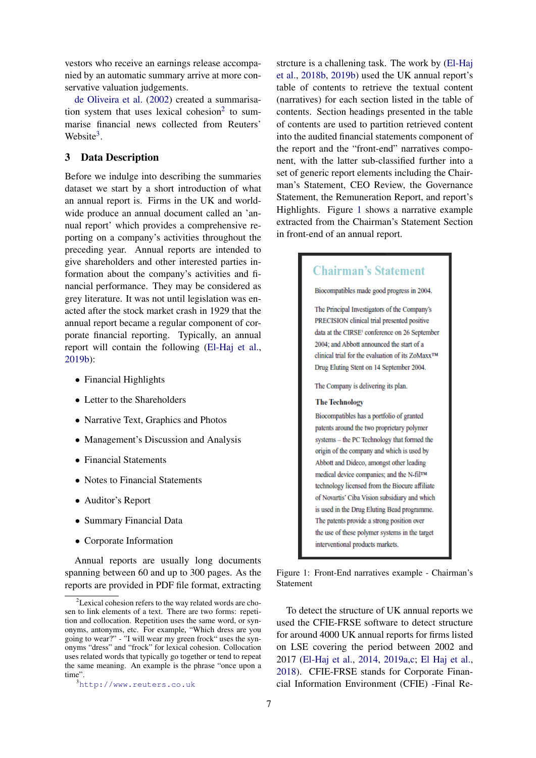vestors who receive an earnings release accompanied by an automatic summary arrive at more conservative valuation judgements.

de Oliveira et al. (2002) created a summarisation system that uses lexical cohesion[2] to summarise financial news collected from Reuters' Website[3].

## 3 Data Description

Before we indulge into describing the summaries dataset we start by a short introduction of what an annual report is. Firms in the UK and worldwide produce an annual document called an 'annual report' which provides a comprehensive reporting on a company's activities throughout the preceding year. Annual reports are intended to give shareholders and other interested parties information about the company's activities and financial performance. They may be considered as grey literature. It was not until legislation was enacted after the stock market crash in 1929 that the annual report became a regular component of corporate financial reporting. Typically, an annual report will contain the following (El-Haj et al., 2019b):

- Financial Highlights
- Letter to the Shareholders
- Narrative Text, Graphics and Photos
- Management's Discussion and Analysis
- Financial Statements
- Notes to Financial Statements
- Auditor's Report
- Summary Financial Data
- Corporate Information

Annual reports are usually long documents spanning between 60 and up to 300 pages. As the reports are provided in PDF file format, extracting strcture is a challenging task. The work by (El-Haj et al., 2018b, 2019b) used the UK annual report's table of contents to retrieve the textual content (narratives) for each section listed in the table of contents. Section headings presented in the table of contents are used to partition retrieved content into the audited financial statements component of the report and the "front-end" narratives component, with the latter sub-classified further into a set of generic report elements including the Chairman's Statement, CEO Review, the Governance Statement, the Remuneration Report, and report's Highlights. Figure 1 shows a narrative example extracted from the Chairman's Statement Section in front-end of an annual report.

**Chairman's Statement**

Biocompatibles made good progress in 2004.

The Principal Investigators of the Company's PRECISION clinical trial presented positive data at the CIRSE[1] conference on 26 September 2004; and Abbott announced the start of a clinical trial for the evaluation of its ZoMaxx™ Drug Eluting Stent on 14 September 2004.

The Company is delivering its plan.

**The Technology**

Biocompatibles has a portfolio of granted patents around the two proprietary polymer systems – the PC Technology that formed the origin of the company and which is used by Abbott and Dideco, amongst other leading medical device companies; and the N-fil™ technology licensed from the Biocure affiliate of Novartis' Ciba Vision subsidiary and which is used in the Drug Eluting Bead programme. The patents provide a strong position over the use of these polymer systems in the target interventional products markets.

Figure 1: Front-End narratives example - Chairman's Statement

To detect the structure of UK annual reports we used the CFIE-FRSE software to detect structure for around 4000 UK annual reports for firms listed on LSE covering the period between 2002 and 2017 (El-Haj et al., 2014, 2019a,c; El Haj et al., 2018). CFIE-FRSE stands for Corporate Financial Information Environment (CFIE) -Final Re-

[2] Lexical cohesion refers to the way related words are chosen to link elements of a text. There are two forms: repetition and collocation. Repetition uses the same word, or synonyms, antonyms, etc. For example, "Which dress are you going to wear?" - "I will wear my green frock" uses the synonyms "dress" and "frock" for lexical cohesion. Collocation uses related words that typically go together or tend to repeat the same meaning. An example is the phrase "once upon a time".

[3] http://www.reuters.co.uk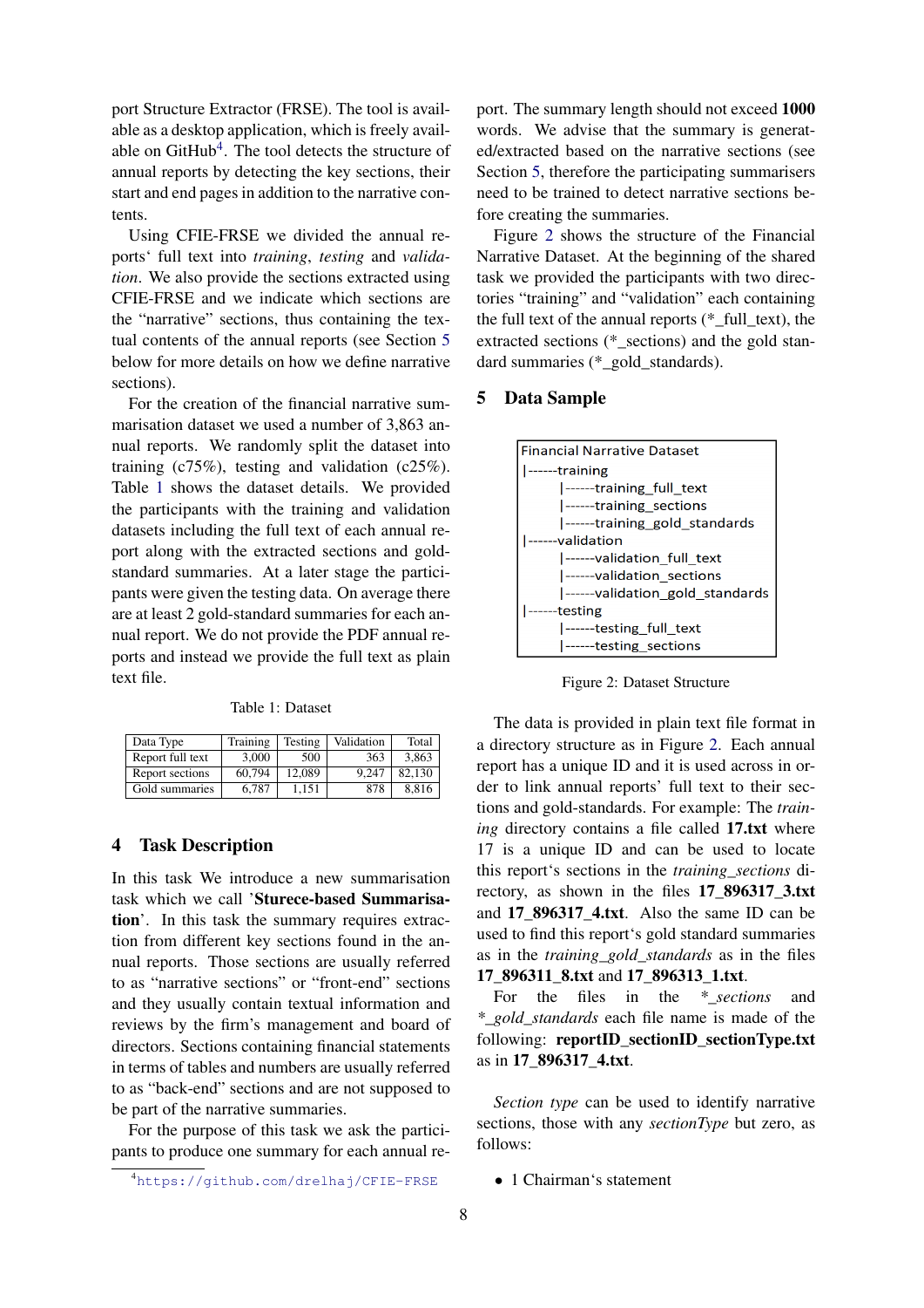port Structure Extractor (FRSE). The tool is available as a desktop application, which is freely available on GitHub[4]. The tool detects the structure of annual reports by detecting the key sections, their start and end pages in addition to the narrative contents.

Using CFIE-FRSE we divided the annual reports' full text into *training*, *testing* and *validation*. We also provide the sections extracted using CFIE-FRSE and we indicate which sections are the "narrative" sections, thus containing the textual contents of the annual reports (see Section 5 below for more details on how we define narrative sections).

For the creation of the financial narrative summarisation dataset we used a number of 3,863 annual reports. We randomly split the dataset into training (c75%), testing and validation (c25%). Table 1 shows the dataset details. We provided the participants with the training and validation datasets including the full text of each annual report along with the extracted sections and gold-standard summaries. At a later stage the participants were given the testing data. On average there are at least 2 gold-standard summaries for each annual report. We do not provide the PDF annual reports and instead we provide the full text as plain text file.

Table 1: Dataset

| Data Type | Training | Testing | Validation | Total |
|---|---|---|---|---|
| Report full text | 3,000 | 500 | 363 | 3,863 |
| Report sections | 60,794 | 12,089 | 9,247 | 82,130 |
| Gold summaries | 6,787 | 1,151 | 878 | 8,816 |

## 4 Task Description

In this task We introduce a new summarisation task which we call '**Sturece-based Summarisation**'. In this task the summary requires extraction from different key sections found in the annual reports. Those sections are usually referred to as "narrative sections" or "front-end" sections and they usually contain textual information and reviews by the firm's management and board of directors. Sections containing financial statements in terms of tables and numbers are usually referred to as "back-end" sections and are not supposed to be part of the narrative summaries.

For the purpose of this task we ask the participants to produce one summary for each annual report. The summary length should not exceed **1000** words. We advise that the summary is generated/extracted based on the narrative sections (see Section 5, therefore the participating summarisers need to be trained to detect narrative sections before creating the summaries.

Figure 2 shows the structure of the Financial Narrative Dataset. At the beginning of the shared task we provided the participants with two directories "training" and "validation" each containing the full text of the annual reports (*_full_text), the extracted sections (*_sections) and the gold standard summaries (*_gold_standards).

## 5 Data Sample

```
Financial Narrative Dataset
|------training
        |------training_full_text
        |------training_sections
        |------training_gold_standards
|------validation
        |------validation_full_text
        |------validation_sections
        |------validation_gold_standards
|------testing
        |------testing_full_text
        |------testing_sections
```

Figure 2: Dataset Structure

The data is provided in plain text file format in a directory structure as in Figure 2. Each annual report has a unique ID and it is used across in order to link annual reports' full text to their sections and gold-standards. For example: The *training* directory contains a file called **17.txt** where 17 is a unique ID and can be used to locate this report's sections in the *training_sections* directory, as shown in the files **17_896317_3.txt** and **17_896317_4.txt**. Also the same ID can be used to find this report's gold standard summaries as in the *training_gold_standards* as in the files **17_896311_8.txt** and **17_896313_1.txt**.

For the files in the *\*_sections* and *\*_gold_standards* each file name is made of the following: **reportID_sectionID_sectionType.txt** as in **17_896317_4.txt**.

*Section type* can be used to identify narrative sections, those with any *sectionType* but zero, as follows:

- 1 Chairman's statement

[4] https://github.com/drelhaj/CFIE-FRSE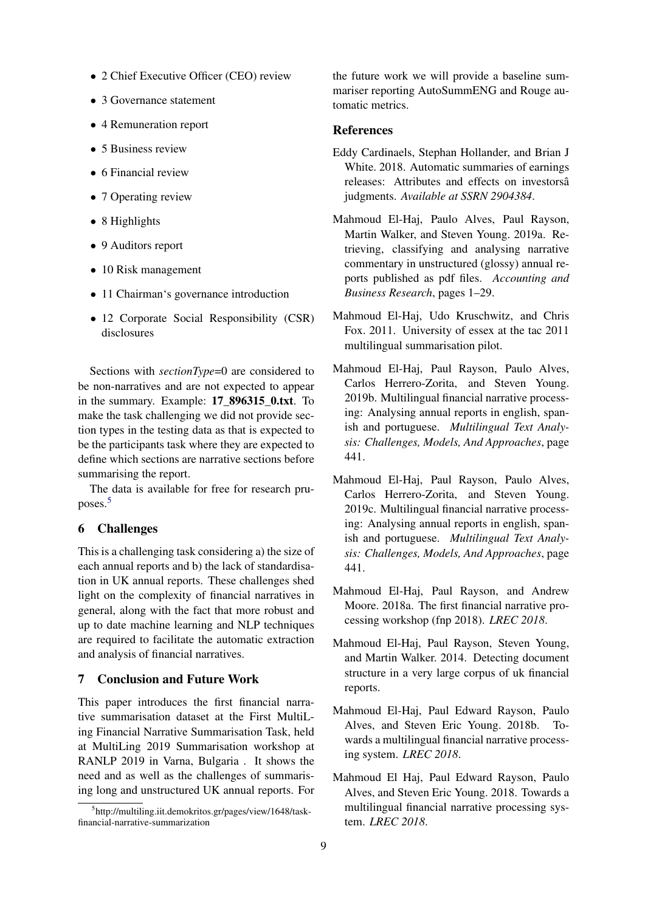- 2 Chief Executive Officer (CEO) review
- 3 Governance statement
- 4 Remuneration report
- 5 Business review
- 6 Financial review
- 7 Operating review
- 8 Highlights
- 9 Auditors report
- 10 Risk management
- 11 Chairman's governance introduction
- 12 Corporate Social Responsibility (CSR) disclosures

Sections with *sectionType*=0 are considered to be non-narratives and are not expected to appear in the summary. Example: **17_896315_0.txt**. To make the task challenging we did not provide section types in the testing data as that is expected to be the participants task where they are expected to define which sections are narrative sections before summarising the report.

The data is available for free for research pruposes.[5]

## 6 Challenges

This is a challenging task considering a) the size of each annual reports and b) the lack of standardisation in UK annual reports. These challenges shed light on the complexity of financial narratives in general, along with the fact that more robust and up to date machine learning and NLP techniques are required to facilitate the automatic extraction and analysis of financial narratives.

## 7 Conclusion and Future Work

This paper introduces the first financial narrative summarisation dataset at the First MultiLing Financial Narrative Summarisation Task, held at MultiLing 2019 Summarisation workshop at RANLP 2019 in Varna, Bulgaria . It shows the need and as well as the challenges of summarising long and unstructured UK annual reports. For the future work we will provide a baseline summariser reporting AutoSummENG and Rouge automatic metrics.

[5] http://multiling.iit.demokritos.gr/pages/view/1648/task-financial-narrative-summarization

## References

Eddy Cardinaels, Stephan Hollander, and Brian J White. 2018. Automatic summaries of earnings releases: Attributes and effects on investorsâ judgments. *Available at SSRN 2904384*.

Mahmoud El-Haj, Paulo Alves, Paul Rayson, Martin Walker, and Steven Young. 2019a. Retrieving, classifying and analysing narrative commentary in unstructured (glossy) annual reports published as pdf files. *Accounting and Business Research*, pages 1–29.

Mahmoud El-Haj, Udo Kruschwitz, and Chris Fox. 2011. University of essex at the tac 2011 multilingual summarisation pilot.

Mahmoud El-Haj, Paul Rayson, Paulo Alves, Carlos Herrero-Zorita, and Steven Young. 2019b. Multilingual financial narrative processing: Analysing annual reports in english, spanish and portuguese. *Multilingual Text Analysis: Challenges, Models, And Approaches*, page 441.

Mahmoud El-Haj, Paul Rayson, Paulo Alves, Carlos Herrero-Zorita, and Steven Young. 2019c. Multilingual financial narrative processing: Analysing annual reports in english, spanish and portuguese. *Multilingual Text Analysis: Challenges, Models, And Approaches*, page 441.

Mahmoud El-Haj, Paul Rayson, and Andrew Moore. 2018a. The first financial narrative processing workshop (fnp 2018). *LREC 2018*.

Mahmoud El-Haj, Paul Rayson, Steven Young, and Martin Walker. 2014. Detecting document structure in a very large corpus of uk financial reports.

Mahmoud El-Haj, Paul Edward Rayson, Paulo Alves, and Steven Eric Young. 2018b. Towards a multilingual financial narrative processing system. *LREC 2018*.

Mahmoud El Haj, Paul Edward Rayson, Paulo Alves, and Steven Eric Young. 2018. Towards a multilingual financial narrative processing system. *LREC 2018*.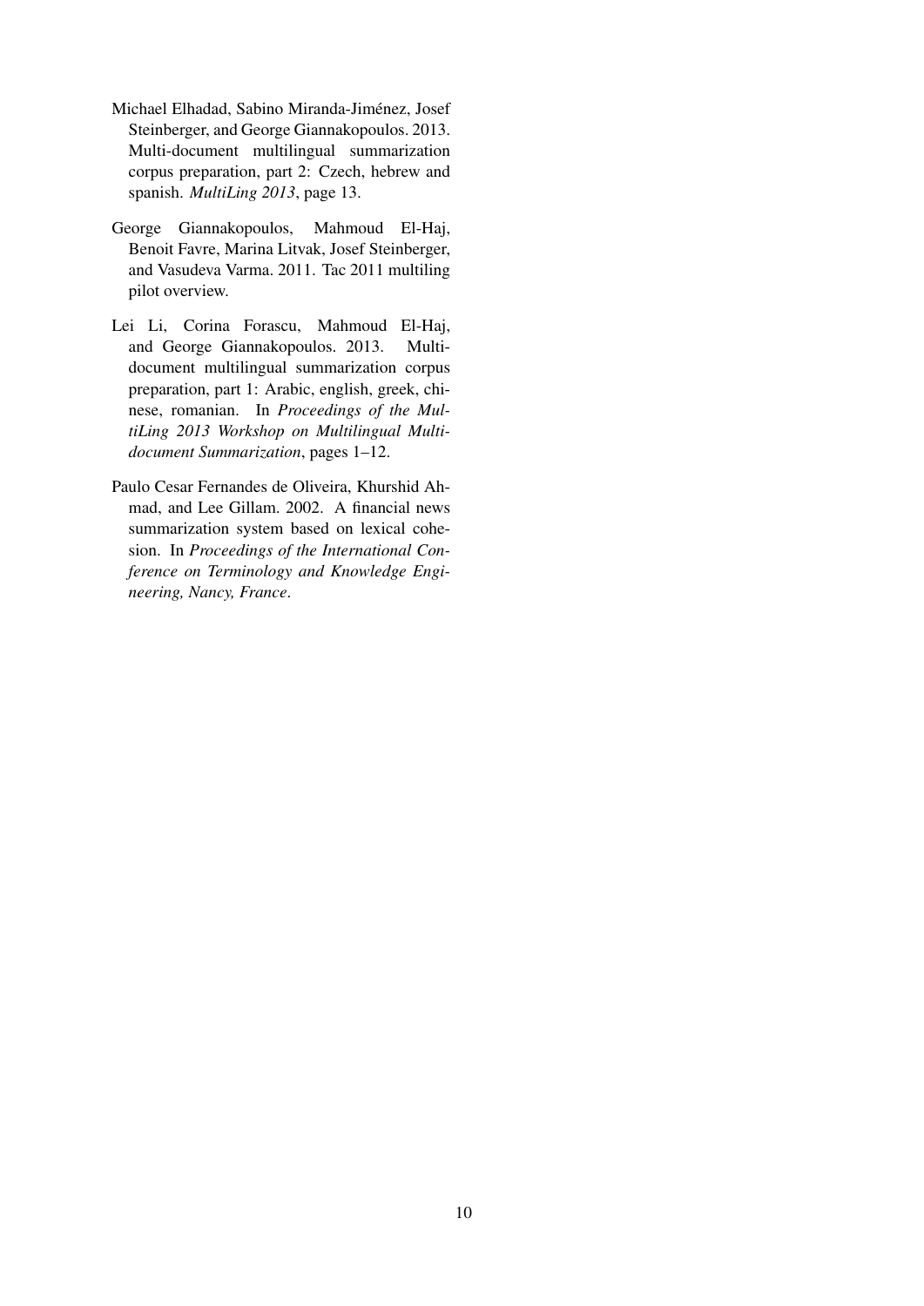Michael Elhadad, Sabino Miranda-Jiménez, Josef Steinberger, and George Giannakopoulos. 2013. Multi-document multilingual summarization corpus preparation, part 2: Czech, hebrew and spanish. *MultiLing 2013*, page 13.

George Giannakopoulos, Mahmoud El-Haj, Benoit Favre, Marina Litvak, Josef Steinberger, and Vasudeva Varma. 2011. Tac 2011 multiling pilot overview.

Lei Li, Corina Forascu, Mahmoud El-Haj, and George Giannakopoulos. 2013. Multi-document multilingual summarization corpus preparation, part 1: Arabic, english, greek, chinese, romanian. In *Proceedings of the MultiLing 2013 Workshop on Multilingual Multi-document Summarization*, pages 1–12.

Paulo Cesar Fernandes de Oliveira, Khurshid Ahmad, and Lee Gillam. 2002. A financial news summarization system based on lexical cohesion. In *Proceedings of the International Conference on Terminology and Knowledge Engineering, Nancy, France*.